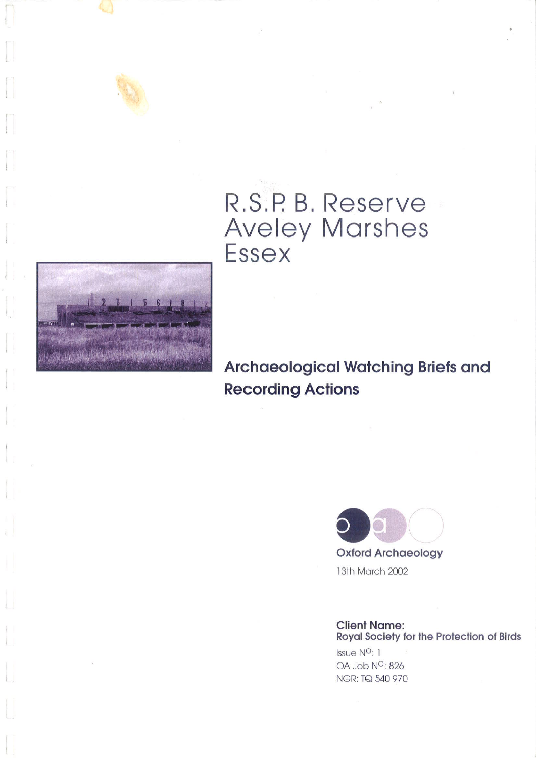# R.S.P. B. Reserve Aveley Marshes Essex

## Archaeological Watching Briefs and Recording Actions

Oxford Archaeology

13th March 2002

**Client Name:**
**Royal Society for the Protection of Birds**

Issue N$^{O}$: 1

OA Job N$^{O}$: 826

NGR: TQ 540 970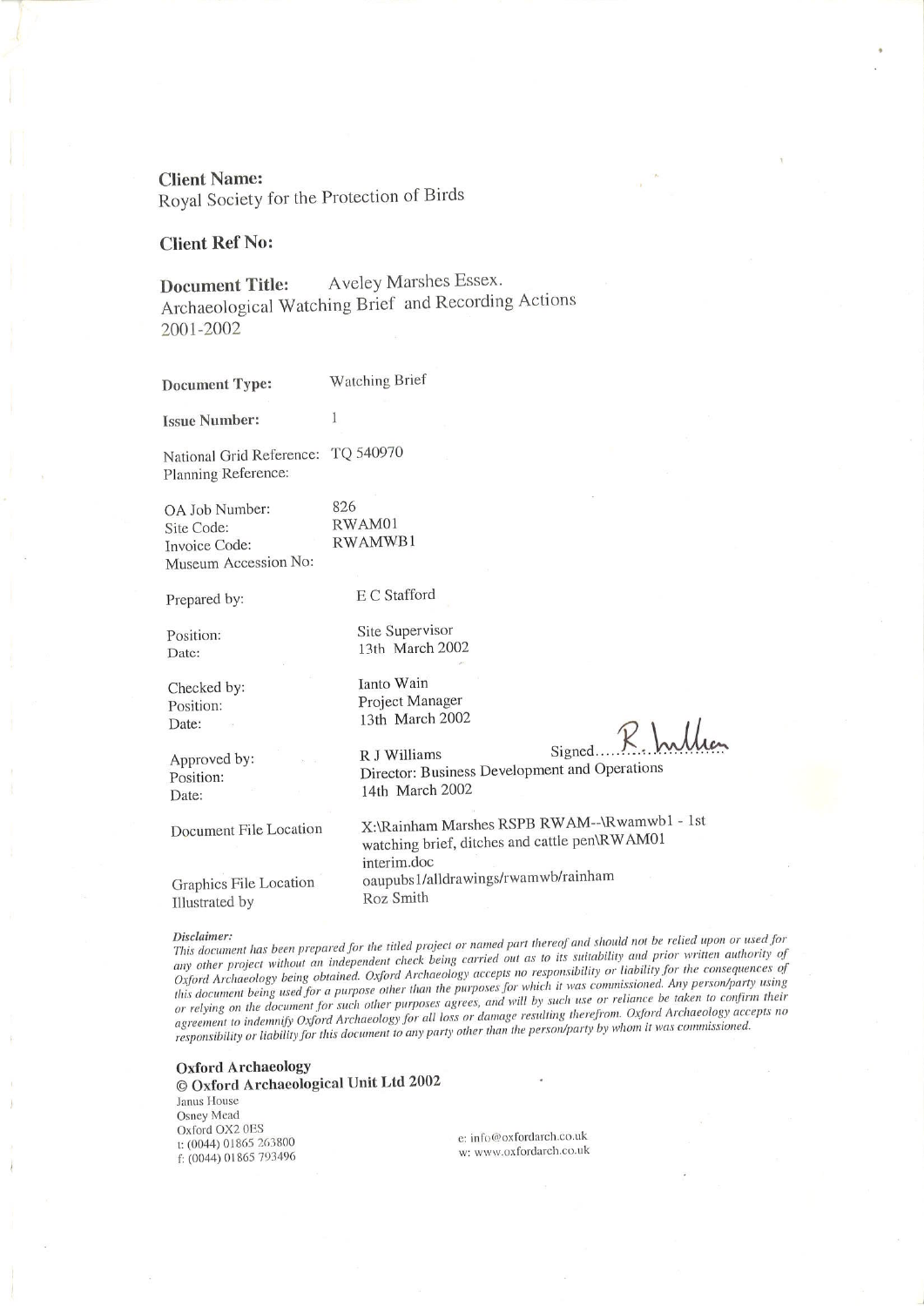**Client Name:**
Royal Society for the Protection of Birds

**Client Ref No:**

**Document Title:** Aveley Marshes Essex.
Archaeological Watching Brief and Recording Actions
2001-2002

**Document Type:** Watching Brief

**Issue Number:** 1

National Grid Reference: TQ 540970
Planning Reference:

OA Job Number: 826
Site Code: RWAM01
Invoice Code: RWAMWB1
Museum Accession No:

Prepared by: E C Stafford

Position: Site Supervisor
Date: 13th March 2002

Checked by: Ianto Wain
Position: Project Manager
Date: 13th March 2002

Approved by: R J Williams Signed.....R. Williams.......
Position: Director: Business Development and Operations
Date: 14th March 2002

Document File Location X:\Rainham Marshes RSPB RWAM--\Rwamwb1 - 1st watching brief, ditches and cattle pen\RWAM01 interim.doc

Graphics File Location oaupubs1/alldrawings/rwamwb/rainham
Illustrated by Roz Smith

***Disclaimer:***
*This document has been prepared for the titled project or named part thereof and should not be relied upon or used for any other project without an independent check being carried out as to its suitability and prior written authority of Oxford Archaeology being obtained. Oxford Archaeology accepts no responsibility or liability for the consequences of this document being used for a purpose other than the purposes for which it was commissioned. Any person/party using or relying on the document for such other purposes agrees, and will by such use or reliance be taken to confirm their agreement to indemnify Oxford Archaeology for all loss or damage resulting therefrom. Oxford Archaeology accepts no responsibility or liability for this document to any party other than the person/party by whom it was commissioned.*

**Oxford Archaeology**
**© Oxford Archaeological Unit Ltd 2002**
Janus House
Osney Mead
Oxford OX2 0ES
t: (0044) 01865 263800
f: (0044) 01865 793496

e: info@oxfordarch.co.uk
w: www.oxfordarch.co.uk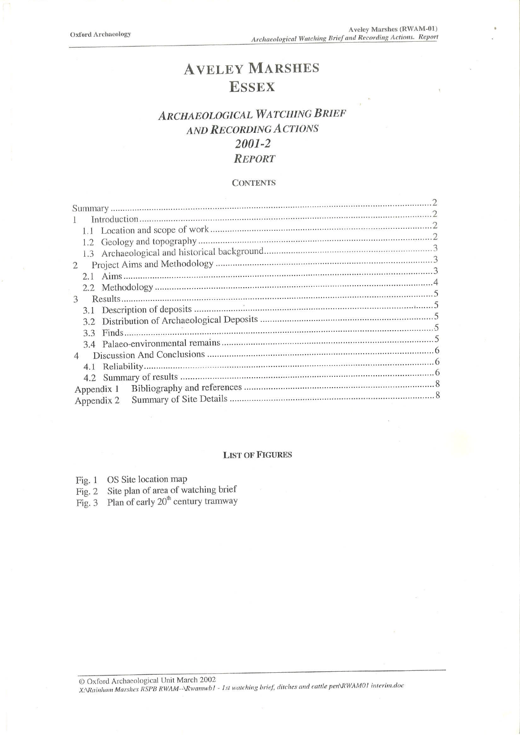# AVELEY MARSHES
# ESSEX

## *ARCHAEOLOGICAL WATCHING BRIEF AND RECORDING ACTIONS 2001-2 REPORT*

### CONTENTS

| | |
|---|---|
| Summary | 2 |
| 1 Introduction | 2 |
| 1.1 Location and scope of work | 2 |
| 1.2 Geology and topography | 2 |
| 1.3 Archaeological and historical background | 3 |
| 2 Project Aims and Methodology | 3 |
| 2.1 Aims | 3 |
| 2.2 Methodology | 4 |
| 3 Results | 5 |
| 3.1 Description of deposits | 5 |
| 3.2 Distribution of Archaeological Deposits | 5 |
| 3.3 Finds | 5 |
| 3.4 Palaeo-environmental remains | 5 |
| 4 Discussion And Conclusions | 6 |
| 4.1 Reliability | 6 |
| 4.2 Summary of results | 6 |
| Appendix 1 Bibliography and references | 8 |
| Appendix 2 Summary of Site Details | 8 |

### LIST OF FIGURES

Fig. 1 OS Site location map
Fig. 2 Site plan of area of watching brief
Fig. 3 Plan of early 20th century tramway

© Oxford Archaeological Unit March 2002
*X:\Rainham Marshes RSPB RWAM--\Rwamwb1 - 1st watching brief, ditches and cattle pen\RWAM01 interim.doc*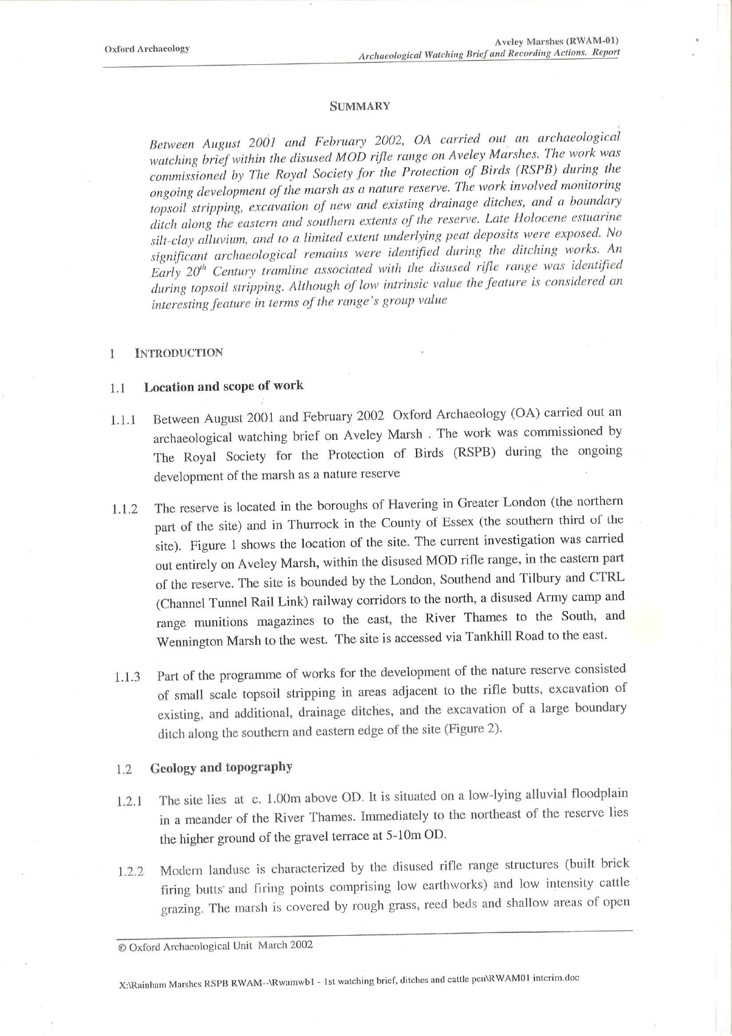## SUMMARY

*Between August 2001 and February 2002, OA carried out an archaeological watching brief within the disused MOD rifle range on Aveley Marshes. The work was commissioned by The Royal Society for the Protection of Birds (RSPB) during the ongoing development of the marsh as a nature reserve. The work involved monitoring topsoil stripping, excavation of new and existing drainage ditches, and a boundary ditch along the eastern and southern extents of the reserve. Late Holocene estuarine silt-clay alluvium, and to a limited extent underlying peat deposits were exposed. No significant archaeological remains were identified during the ditching works. An Early 20th Century tramline associated with the disused rifle range was identified during topsoil stripping. Although of low intrinsic value the feature is considered an interesting feature in terms of the range's group value*

# 1 INTRODUCTION

## 1.1 Location and scope of work

1.1.1 Between August 2001 and February 2002 Oxford Archaeology (OA) carried out an archaeological watching brief on Aveley Marsh . The work was commissioned by The Royal Society for the Protection of Birds (RSPB) during the ongoing development of the marsh as a nature reserve

1.1.2 The reserve is located in the boroughs of Havering in Greater London (the northern part of the site) and in Thurrock in the County of Essex (the southern third of the site). Figure 1 shows the location of the site. The current investigation was carried out entirely on Aveley Marsh, within the disused MOD rifle range, in the eastern part of the reserve. The site is bounded by the London, Southend and Tilbury and CTRL (Channel Tunnel Rail Link) railway corridors to the north, a disused Army camp and range munitions magazines to the east, the River Thames to the South, and Wennington Marsh to the west. The site is accessed via Tankhill Road to the east.

1.1.3 Part of the programme of works for the development of the nature reserve consisted of small scale topsoil stripping in areas adjacent to the rifle butts, excavation of existing, and additional, drainage ditches, and the excavation of a large boundary ditch along the southern and eastern edge of the site (Figure 2).

## 1.2 Geology and topography

1.2.1 The site lies at c. 1.00m above OD. It is situated on a low-lying alluvial floodplain in a meander of the River Thames. Immediately to the northeast of the reserve lies the higher ground of the gravel terrace at 5-10m OD.

1.2.2 Modern landuse is characterized by the disused rifle range structures (built brick firing butts and firing points comprising low earthworks) and low intensity cattle grazing. The marsh is covered by rough grass, reed beds and shallow areas of open

© Oxford Archaeological Unit March 2002